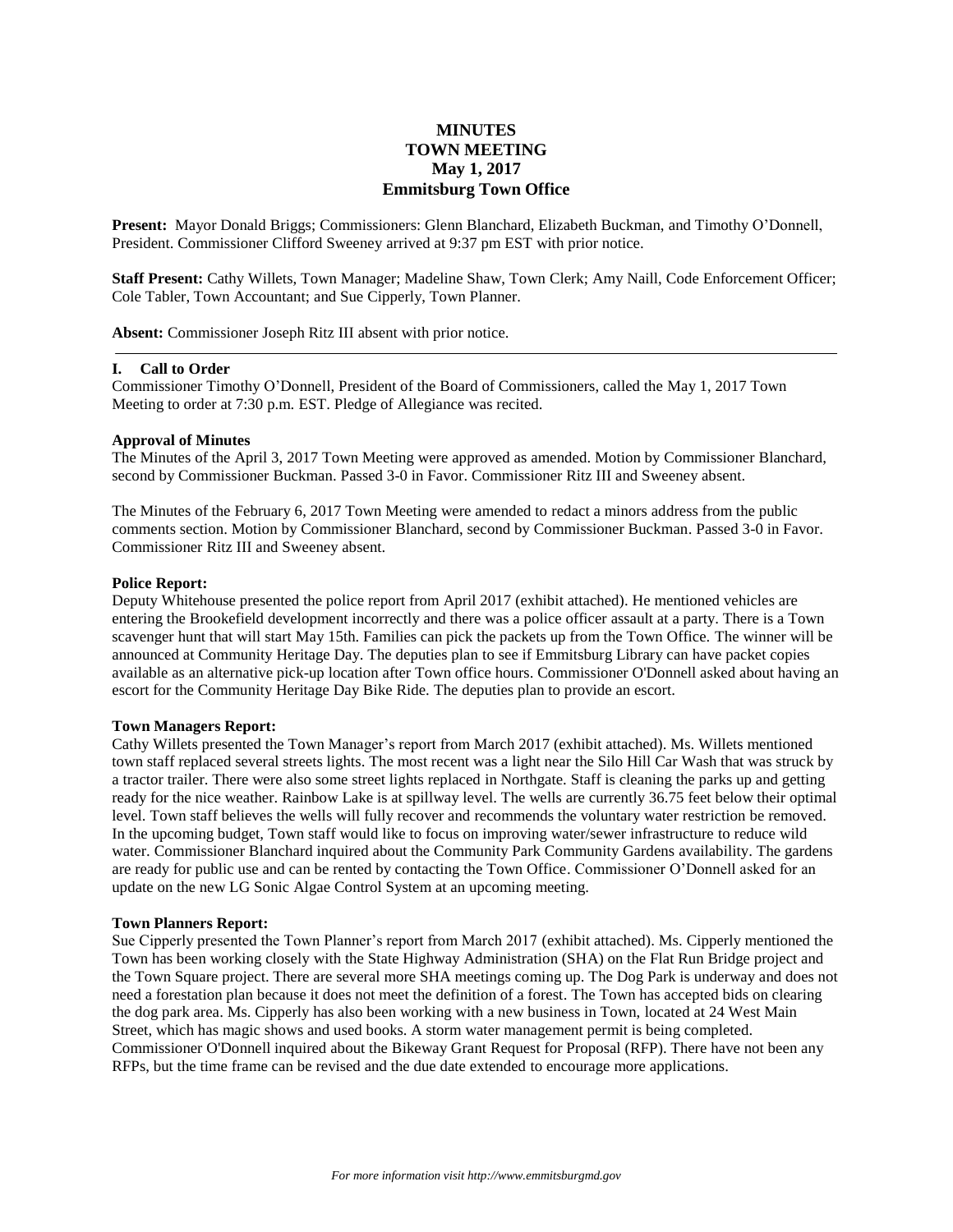# MINUTES
# TOWN MEETING
# May 1, 2017
# Emmitsburg Town Office

**Present:** Mayor Donald Briggs; Commissioners: Glenn Blanchard, Elizabeth Buckman, and Timothy O'Donnell, President. Commissioner Clifford Sweeney arrived at 9:37 pm EST with prior notice.

**Staff Present:** Cathy Willets, Town Manager; Madeline Shaw, Town Clerk; Amy Naill, Code Enforcement Officer; Cole Tabler, Town Accountant; and Sue Cipperly, Town Planner.

**Absent:** Commissioner Joseph Ritz III absent with prior notice.

---

## I. Call to Order

Commissioner Timothy O'Donnell, President of the Board of Commissioners, called the May 1, 2017 Town Meeting to order at 7:30 p.m. EST. Pledge of Allegiance was recited.

**Approval of Minutes**

The Minutes of the April 3, 2017 Town Meeting were approved as amended. Motion by Commissioner Blanchard, second by Commissioner Buckman. Passed 3-0 in Favor. Commissioner Ritz III and Sweeney absent.

The Minutes of the February 6, 2017 Town Meeting were amended to redact a minors address from the public comments section. Motion by Commissioner Blanchard, second by Commissioner Buckman. Passed 3-0 in Favor. Commissioner Ritz III and Sweeney absent.

**Police Report:**

Deputy Whitehouse presented the police report from April 2017 (exhibit attached). He mentioned vehicles are entering the Brookefield development incorrectly and there was a police officer assault at a party. There is a Town scavenger hunt that will start May 15th. Families can pick the packets up from the Town Office. The winner will be announced at Community Heritage Day. The deputies plan to see if Emmitsburg Library can have packet copies available as an alternative pick-up location after Town office hours. Commissioner O'Donnell asked about having an escort for the Community Heritage Day Bike Ride. The deputies plan to provide an escort.

**Town Managers Report:**

Cathy Willets presented the Town Manager's report from March 2017 (exhibit attached). Ms. Willets mentioned town staff replaced several streets lights. The most recent was a light near the Silo Hill Car Wash that was struck by a tractor trailer. There were also some street lights replaced in Northgate. Staff is cleaning the parks up and getting ready for the nice weather. Rainbow Lake is at spillway level. The wells are currently 36.75 feet below their optimal level. Town staff believes the wells will fully recover and recommends the voluntary water restriction be removed. In the upcoming budget, Town staff would like to focus on improving water/sewer infrastructure to reduce wild water. Commissioner Blanchard inquired about the Community Park Community Gardens availability. The gardens are ready for public use and can be rented by contacting the Town Office. Commissioner O'Donnell asked for an update on the new LG Sonic Algae Control System at an upcoming meeting.

**Town Planners Report:**

Sue Cipperly presented the Town Planner's report from March 2017 (exhibit attached). Ms. Cipperly mentioned the Town has been working closely with the State Highway Administration (SHA) on the Flat Run Bridge project and the Town Square project. There are several more SHA meetings coming up. The Dog Park is underway and does not need a forestation plan because it does not meet the definition of a forest. The Town has accepted bids on clearing the dog park area. Ms. Cipperly has also been working with a new business in Town, located at 24 West Main Street, which has magic shows and used books. A storm water management permit is being completed. Commissioner O'Donnell inquired about the Bikeway Grant Request for Proposal (RFP). There have not been any RFPs, but the time frame can be revised and the due date extended to encourage more applications.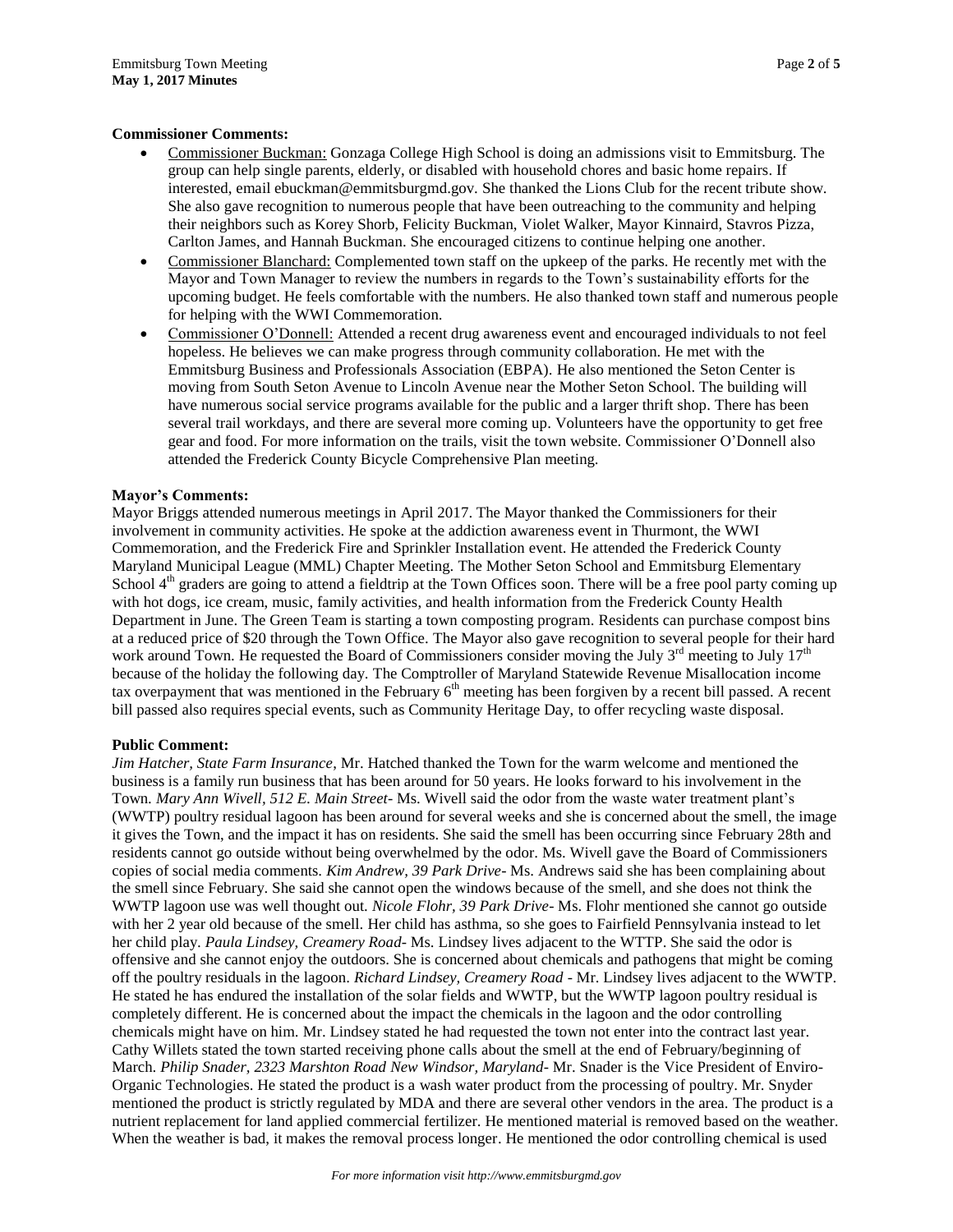**Commissioner Comments:**

- Commissioner Buckman: Gonzaga College High School is doing an admissions visit to Emmitsburg. The group can help single parents, elderly, or disabled with household chores and basic home repairs. If interested, email ebuckman@emmitsburgmd.gov. She thanked the Lions Club for the recent tribute show. She also gave recognition to numerous people that have been outreaching to the community and helping their neighbors such as Korey Shorb, Felicity Buckman, Violet Walker, Mayor Kinnaird, Stavros Pizza, Carlton James, and Hannah Buckman. She encouraged citizens to continue helping one another.
- Commissioner Blanchard: Complemented town staff on the upkeep of the parks. He recently met with the Mayor and Town Manager to review the numbers in regards to the Town's sustainability efforts for the upcoming budget. He feels comfortable with the numbers. He also thanked town staff and numerous people for helping with the WWI Commemoration.
- Commissioner O'Donnell: Attended a recent drug awareness event and encouraged individuals to not feel hopeless. He believes we can make progress through community collaboration. He met with the Emmitsburg Business and Professionals Association (EBPA). He also mentioned the Seton Center is moving from South Seton Avenue to Lincoln Avenue near the Mother Seton School. The building will have numerous social service programs available for the public and a larger thrift shop. There has been several trail workdays, and there are several more coming up. Volunteers have the opportunity to get free gear and food. For more information on the trails, visit the town website. Commissioner O'Donnell also attended the Frederick County Bicycle Comprehensive Plan meeting.

**Mayor's Comments:**

Mayor Briggs attended numerous meetings in April 2017. The Mayor thanked the Commissioners for their involvement in community activities. He spoke at the addiction awareness event in Thurmont, the WWI Commemoration, and the Frederick Fire and Sprinkler Installation event. He attended the Frederick County Maryland Municipal League (MML) Chapter Meeting. The Mother Seton School and Emmitsburg Elementary School 4th graders are going to attend a fieldtrip at the Town Offices soon. There will be a free pool party coming up with hot dogs, ice cream, music, family activities, and health information from the Frederick County Health Department in June. The Green Team is starting a town composting program. Residents can purchase compost bins at a reduced price of $20 through the Town Office. The Mayor also gave recognition to several people for their hard work around Town. He requested the Board of Commissioners consider moving the July 3rd meeting to July 17th because of the holiday the following day. The Comptroller of Maryland Statewide Revenue Misallocation income tax overpayment that was mentioned in the February 6th meeting has been forgiven by a recent bill passed. A recent bill passed also requires special events, such as Community Heritage Day, to offer recycling waste disposal.

**Public Comment:**

*Jim Hatcher, State Farm Insurance*, Mr. Hatched thanked the Town for the warm welcome and mentioned the business is a family run business that has been around for 50 years. He looks forward to his involvement in the Town. *Mary Ann Wivell, 512 E. Main Street*- Ms. Wivell said the odor from the waste water treatment plant's (WWTP) poultry residual lagoon has been around for several weeks and she is concerned about the smell, the image it gives the Town, and the impact it has on residents. She said the smell has been occurring since February 28th and residents cannot go outside without being overwhelmed by the odor. Ms. Wivell gave the Board of Commissioners copies of social media comments. *Kim Andrew, 39 Park Drive*- Ms. Andrews said she has been complaining about the smell since February. She said she cannot open the windows because of the smell, and she does not think the WWTP lagoon use was well thought out. *Nicole Flohr, 39 Park Drive*- Ms. Flohr mentioned she cannot go outside with her 2 year old because of the smell. Her child has asthma, so she goes to Fairfield Pennsylvania instead to let her child play. *Paula Lindsey, Creamery Road*- Ms. Lindsey lives adjacent to the WTTP. She said the odor is offensive and she cannot enjoy the outdoors. She is concerned about chemicals and pathogens that might be coming off the poultry residuals in the lagoon. *Richard Lindsey, Creamery Road* - Mr. Lindsey lives adjacent to the WWTP. He stated he has endured the installation of the solar fields and WWTP, but the WWTP lagoon poultry residual is completely different. He is concerned about the impact the chemicals in the lagoon and the odor controlling chemicals might have on him. Mr. Lindsey stated he had requested the town not enter into the contract last year. Cathy Willets stated the town started receiving phone calls about the smell at the end of February/beginning of March. *Philip Snader, 2323 Marshton Road New Windsor, Maryland*- Mr. Snader is the Vice President of Enviro-Organic Technologies. He stated the product is a wash water product from the processing of poultry. Mr. Snyder mentioned the product is strictly regulated by MDA and there are several other vendors in the area. The product is a nutrient replacement for land applied commercial fertilizer. He mentioned material is removed based on the weather. When the weather is bad, it makes the removal process longer. He mentioned the odor controlling chemical is used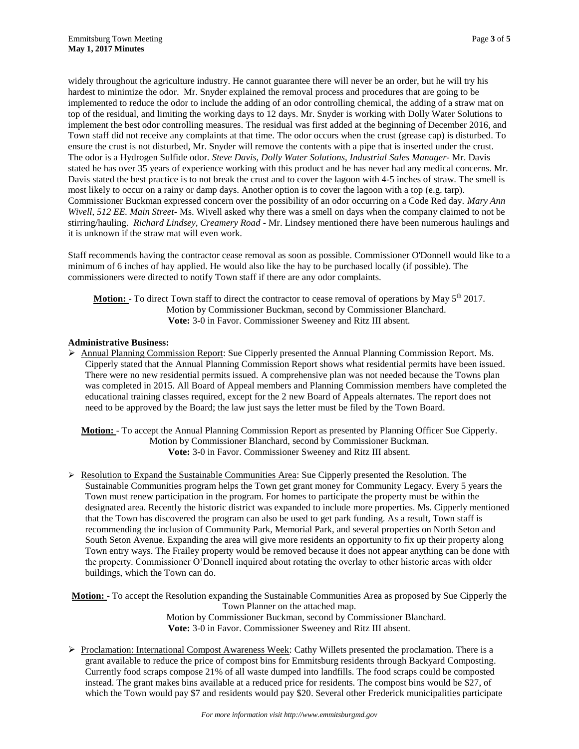widely throughout the agriculture industry. He cannot guarantee there will never be an order, but he will try his hardest to minimize the odor. Mr. Snyder explained the removal process and procedures that are going to be implemented to reduce the odor to include the adding of an odor controlling chemical, the adding of a straw mat on top of the residual, and limiting the working days to 12 days. Mr. Snyder is working with Dolly Water Solutions to implement the best odor controlling measures. The residual was first added at the beginning of December 2016, and Town staff did not receive any complaints at that time. The odor occurs when the crust (grease cap) is disturbed. To ensure the crust is not disturbed, Mr. Snyder will remove the contents with a pipe that is inserted under the crust. The odor is a Hydrogen Sulfide odor. *Steve Davis, Dolly Water Solutions, Industrial Sales Manager*- Mr. Davis stated he has over 35 years of experience working with this product and he has never had any medical concerns. Mr. Davis stated the best practice is to not break the crust and to cover the lagoon with 4-5 inches of straw. The smell is most likely to occur on a rainy or damp days. Another option is to cover the lagoon with a top (e.g. tarp). Commissioner Buckman expressed concern over the possibility of an odor occurring on a Code Red day. *Mary Ann Wivell, 512 EE. Main Street*- Ms. Wivell asked why there was a smell on days when the company claimed to not be stirring/hauling. *Richard Lindsey, Creamery Road* - Mr. Lindsey mentioned there have been numerous haulings and it is unknown if the straw mat will even work.

Staff recommends having the contractor cease removal as soon as possible. Commissioner O'Donnell would like to a minimum of 6 inches of hay applied. He would also like the hay to be purchased locally (if possible). The commissioners were directed to notify Town staff if there are any odor complaints.

**Motion:** - To direct Town staff to direct the contractor to cease removal of operations by May 5th 2017.
Motion by Commissioner Buckman, second by Commissioner Blanchard.
**Vote:** 3-0 in Favor. Commissioner Sweeney and Ritz III absent.

**Administrative Business:**

- Annual Planning Commission Report: Sue Cipperly presented the Annual Planning Commission Report. Ms. Cipperly stated that the Annual Planning Commission Report shows what residential permits have been issued. There were no new residential permits issued. A comprehensive plan was not needed because the Towns plan was completed in 2015. All Board of Appeal members and Planning Commission members have completed the educational training classes required, except for the 2 new Board of Appeals alternates. The report does not need to be approved by the Board; the law just says the letter must be filed by the Town Board.

**Motion:** - To accept the Annual Planning Commission Report as presented by Planning Officer Sue Cipperly.
Motion by Commissioner Blanchard, second by Commissioner Buckman.
**Vote:** 3-0 in Favor. Commissioner Sweeney and Ritz III absent.

- Resolution to Expand the Sustainable Communities Area: Sue Cipperly presented the Resolution. The Sustainable Communities program helps the Town get grant money for Community Legacy. Every 5 years the Town must renew participation in the program. For homes to participate the property must be within the designated area. Recently the historic district was expanded to include more properties. Ms. Cipperly mentioned that the Town has discovered the program can also be used to get park funding. As a result, Town staff is recommending the inclusion of Community Park, Memorial Park, and several properties on North Seton and South Seton Avenue. Expanding the area will give more residents an opportunity to fix up their property along Town entry ways. The Frailey property would be removed because it does not appear anything can be done with the property. Commissioner O'Donnell inquired about rotating the overlay to other historic areas with older buildings, which the Town can do.

**Motion:** - To accept the Resolution expanding the Sustainable Communities Area as proposed by Sue Cipperly the Town Planner on the attached map.
Motion by Commissioner Buckman, second by Commissioner Blanchard.
**Vote:** 3-0 in Favor. Commissioner Sweeney and Ritz III absent.

- Proclamation: International Compost Awareness Week: Cathy Willets presented the proclamation. There is a grant available to reduce the price of compost bins for Emmitsburg residents through Backyard Composting. Currently food scraps compose 21% of all waste dumped into landfills. The food scraps could be composted instead. The grant makes bins available at a reduced price for residents. The compost bins would be $27, of which the Town would pay $7 and residents would pay $20. Several other Frederick municipalities participate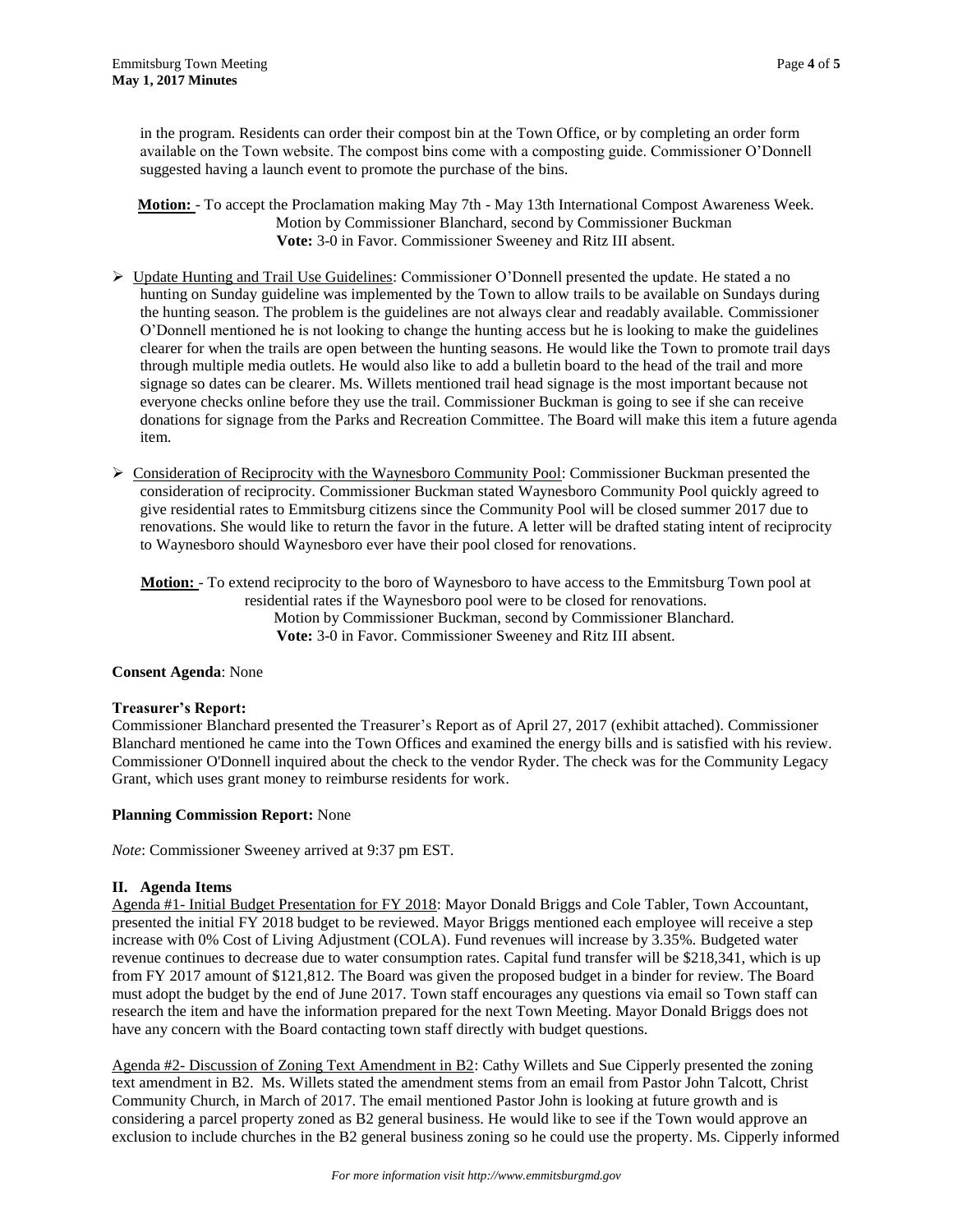in the program. Residents can order their compost bin at the Town Office, or by completing an order form available on the Town website. The compost bins come with a composting guide. Commissioner O'Donnell suggested having a launch event to promote the purchase of the bins.

**Motion:** - To accept the Proclamation making May 7th - May 13th International Compost Awareness Week.
Motion by Commissioner Blanchard, second by Commissioner Buckman
**Vote:** 3-0 in Favor. Commissioner Sweeney and Ritz III absent.

- Update Hunting and Trail Use Guidelines: Commissioner O'Donnell presented the update. He stated a no hunting on Sunday guideline was implemented by the Town to allow trails to be available on Sundays during the hunting season. The problem is the guidelines are not always clear and readably available. Commissioner O'Donnell mentioned he is not looking to change the hunting access but he is looking to make the guidelines clearer for when the trails are open between the hunting seasons. He would like the Town to promote trail days through multiple media outlets. He would also like to add a bulletin board to the head of the trail and more signage so dates can be clearer. Ms. Willets mentioned trail head signage is the most important because not everyone checks online before they use the trail. Commissioner Buckman is going to see if she can receive donations for signage from the Parks and Recreation Committee. The Board will make this item a future agenda item.

- Consideration of Reciprocity with the Waynesboro Community Pool: Commissioner Buckman presented the consideration of reciprocity. Commissioner Buckman stated Waynesboro Community Pool quickly agreed to give residential rates to Emmitsburg citizens since the Community Pool will be closed summer 2017 due to renovations. She would like to return the favor in the future. A letter will be drafted stating intent of reciprocity to Waynesboro should Waynesboro ever have their pool closed for renovations.

**Motion:** - To extend reciprocity to the boro of Waynesboro to have access to the Emmitsburg Town pool at residential rates if the Waynesboro pool were to be closed for renovations.
Motion by Commissioner Buckman, second by Commissioner Blanchard.
**Vote:** 3-0 in Favor. Commissioner Sweeney and Ritz III absent.

**Consent Agenda**: None

**Treasurer's Report:**
Commissioner Blanchard presented the Treasurer's Report as of April 27, 2017 (exhibit attached). Commissioner Blanchard mentioned he came into the Town Offices and examined the energy bills and is satisfied with his review. Commissioner O'Donnell inquired about the check to the vendor Ryder. The check was for the Community Legacy Grant, which uses grant money to reimburse residents for work.

**Planning Commission Report:** None

*Note*: Commissioner Sweeney arrived at 9:37 pm EST.

## II. Agenda Items

Agenda #1- Initial Budget Presentation for FY 2018: Mayor Donald Briggs and Cole Tabler, Town Accountant, presented the initial FY 2018 budget to be reviewed. Mayor Briggs mentioned each employee will receive a step increase with 0% Cost of Living Adjustment (COLA). Fund revenues will increase by 3.35%. Budgeted water revenue continues to decrease due to water consumption rates. Capital fund transfer will be $218,341, which is up from FY 2017 amount of $121,812. The Board was given the proposed budget in a binder for review. The Board must adopt the budget by the end of June 2017. Town staff encourages any questions via email so Town staff can research the item and have the information prepared for the next Town Meeting. Mayor Donald Briggs does not have any concern with the Board contacting town staff directly with budget questions.

Agenda #2- Discussion of Zoning Text Amendment in B2: Cathy Willets and Sue Cipperly presented the zoning text amendment in B2. Ms. Willets stated the amendment stems from an email from Pastor John Talcott, Christ Community Church, in March of 2017. The email mentioned Pastor John is looking at future growth and is considering a parcel property zoned as B2 general business. He would like to see if the Town would approve an exclusion to include churches in the B2 general business zoning so he could use the property. Ms. Cipperly informed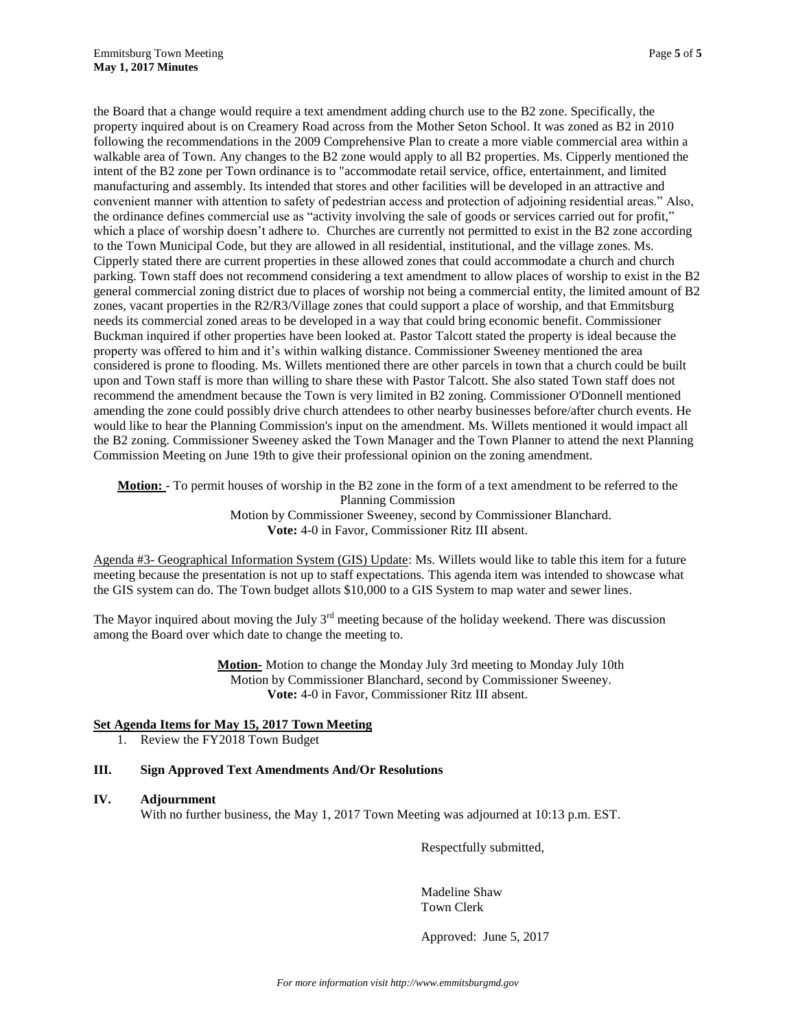the Board that a change would require a text amendment adding church use to the B2 zone. Specifically, the property inquired about is on Creamery Road across from the Mother Seton School. It was zoned as B2 in 2010 following the recommendations in the 2009 Comprehensive Plan to create a more viable commercial area within a walkable area of Town. Any changes to the B2 zone would apply to all B2 properties. Ms. Cipperly mentioned the intent of the B2 zone per Town ordinance is to "accommodate retail service, office, entertainment, and limited manufacturing and assembly. Its intended that stores and other facilities will be developed in an attractive and convenient manner with attention to safety of pedestrian access and protection of adjoining residential areas." Also, the ordinance defines commercial use as "activity involving the sale of goods or services carried out for profit," which a place of worship doesn't adhere to. Churches are currently not permitted to exist in the B2 zone according to the Town Municipal Code, but they are allowed in all residential, institutional, and the village zones. Ms. Cipperly stated there are current properties in these allowed zones that could accommodate a church and church parking. Town staff does not recommend considering a text amendment to allow places of worship to exist in the B2 general commercial zoning district due to places of worship not being a commercial entity, the limited amount of B2 zones, vacant properties in the R2/R3/Village zones that could support a place of worship, and that Emmitsburg needs its commercial zoned areas to be developed in a way that could bring economic benefit. Commissioner Buckman inquired if other properties have been looked at. Pastor Talcott stated the property is ideal because the property was offered to him and it's within walking distance. Commissioner Sweeney mentioned the area considered is prone to flooding. Ms. Willets mentioned there are other parcels in town that a church could be built upon and Town staff is more than willing to share these with Pastor Talcott. She also stated Town staff does not recommend the amendment because the Town is very limited in B2 zoning. Commissioner O'Donnell mentioned amending the zone could possibly drive church attendees to other nearby businesses before/after church events. He would like to hear the Planning Commission's input on the amendment. Ms. Willets mentioned it would impact all the B2 zoning. Commissioner Sweeney asked the Town Manager and the Town Planner to attend the next Planning Commission Meeting on June 19th to give their professional opinion on the zoning amendment.

**Motion:** - To permit houses of worship in the B2 zone in the form of a text amendment to be referred to the Planning Commission
Motion by Commissioner Sweeney, second by Commissioner Blanchard.
**Vote:** 4-0 in Favor, Commissioner Ritz III absent.

Agenda #3- Geographical Information System (GIS) Update: Ms. Willets would like to table this item for a future meeting because the presentation is not up to staff expectations. This agenda item was intended to showcase what the GIS system can do. The Town budget allots $10,000 to a GIS System to map water and sewer lines.

The Mayor inquired about moving the July 3rd meeting because of the holiday weekend. There was discussion among the Board over which date to change the meeting to.

**Motion-** Motion to change the Monday July 3rd meeting to Monday July 10th
Motion by Commissioner Blanchard, second by Commissioner Sweeney.
**Vote:** 4-0 in Favor, Commissioner Ritz III absent.

**Set Agenda Items for May 15, 2017 Town Meeting**

1. Review the FY2018 Town Budget

## III. Sign Approved Text Amendments And/Or Resolutions

## IV. Adjournment

With no further business, the May 1, 2017 Town Meeting was adjourned at 10:13 p.m. EST.

Respectfully submitted,

Madeline Shaw
Town Clerk

Approved: June 5, 2017

*For more information visit http://www.emmitsburgmd.gov*